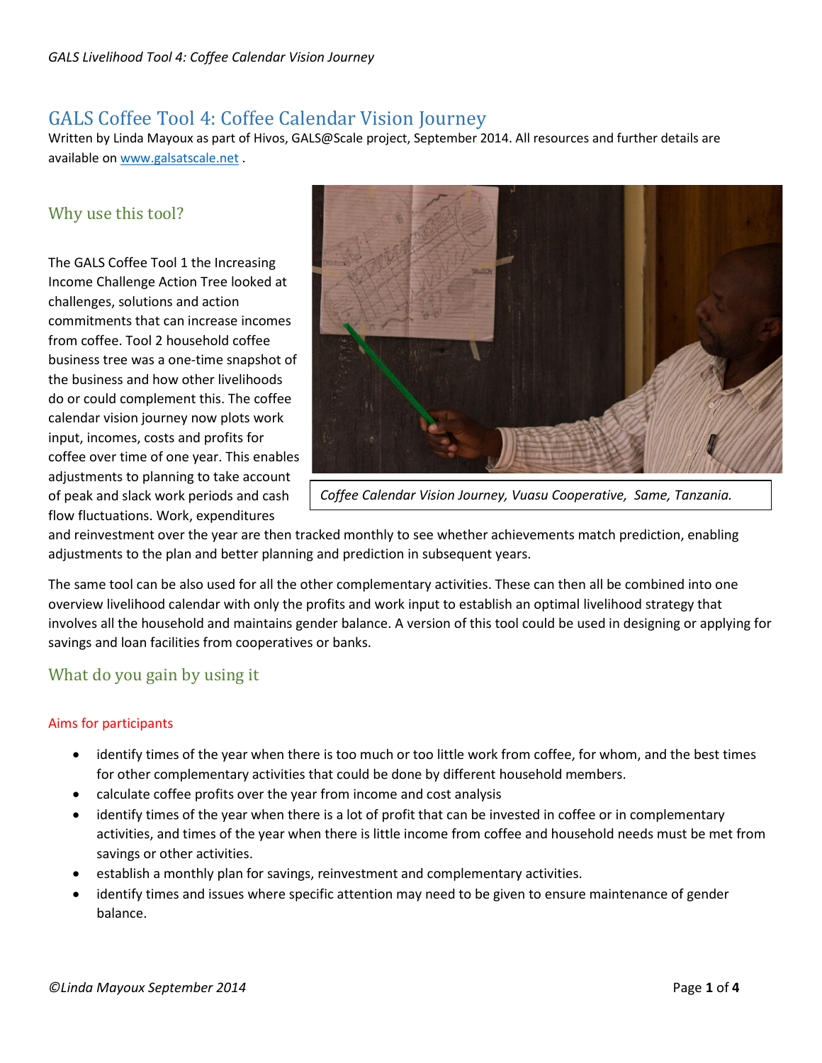# GALS Coffee Tool 4: Coffee Calendar Vision Journey

Written by Linda Mayoux as part of Hivos, GALS@Scale project, September 2014. All resources and further details are available on www.galsatscale.net .

## Why use this tool?

The GALS Coffee Tool 1 the Increasing Income Challenge Action Tree looked at challenges, solutions and action commitments that can increase incomes from coffee. Tool 2 household coffee business tree was a one-time snapshot of the business and how other livelihoods do or could complement this. The coffee calendar vision journey now plots work input, incomes, costs and profits for coffee over time of one year. This enables adjustments to planning to take account of peak and slack work periods and cash flow fluctuations. Work, expenditures and reinvestment over the year are then tracked monthly to see whether achievements match prediction, enabling adjustments to the plan and better planning and prediction in subsequent years.

*Coffee Calendar Vision Journey, Vuasu Cooperative, Same, Tanzania.*

The same tool can be also used for all the other complementary activities. These can then all be combined into one overview livelihood calendar with only the profits and work input to establish an optimal livelihood strategy that involves all the household and maintains gender balance. A version of this tool could be used in designing or applying for savings and loan facilities from cooperatives or banks.

## What do you gain by using it

### Aims for participants

- identify times of the year when there is too much or too little work from coffee, for whom, and the best times for other complementary activities that could be done by different household members.
- calculate coffee profits over the year from income and cost analysis
- identify times of the year when there is a lot of profit that can be invested in coffee or in complementary activities, and times of the year when there is little income from coffee and household needs must be met from savings or other activities.
- establish a monthly plan for savings, reinvestment and complementary activities.
- identify times and issues where specific attention may need to be given to ensure maintenance of gender balance.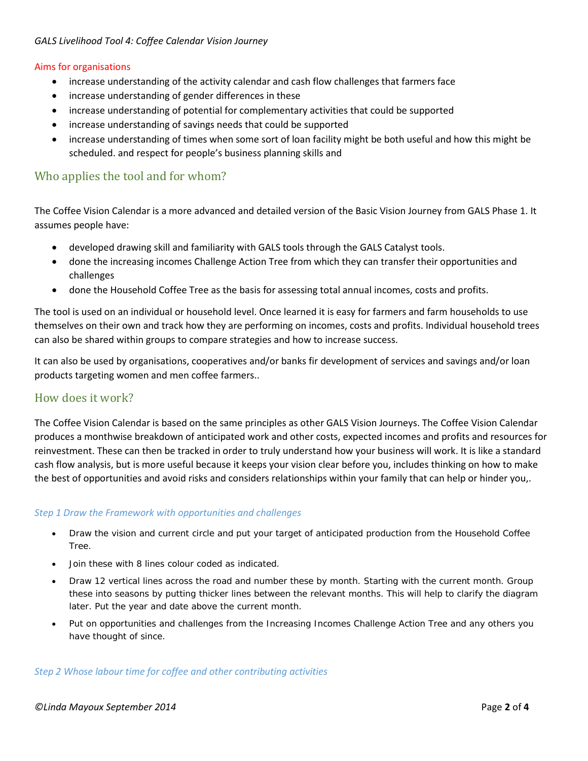*GALS Livelihood Tool 4: Coffee Calendar Vision Journey*

Aims for organisations

- increase understanding of the activity calendar and cash flow challenges that farmers face
- increase understanding of gender differences in these
- increase understanding of potential for complementary activities that could be supported
- increase understanding of savings needs that could be supported
- increase understanding of times when some sort of loan facility might be both useful and how this might be scheduled. and respect for people's business planning skills and

## Who applies the tool and for whom?

The Coffee Vision Calendar is a more advanced and detailed version of the Basic Vision Journey from GALS Phase 1. It assumes people have:

- developed drawing skill and familiarity with GALS tools through the GALS Catalyst tools.
- done the increasing incomes Challenge Action Tree from which they can transfer their opportunities and challenges
- done the Household Coffee Tree as the basis for assessing total annual incomes, costs and profits.

The tool is used on an individual or household level. Once learned it is easy for farmers and farm households to use themselves on their own and track how they are performing on incomes, costs and profits. Individual household trees can also be shared within groups to compare strategies and how to increase success.

It can also be used by organisations, cooperatives and/or banks fir development of services and savings and/or loan products targeting women and men coffee farmers..

## How does it work?

The Coffee Vision Calendar is based on the same principles as other GALS Vision Journeys. The Coffee Vision Calendar produces a monthwise breakdown of anticipated work and other costs, expected incomes and profits and resources for reinvestment. These can then be tracked in order to truly understand how your business will work. It is like a standard cash flow analysis, but is more useful because it keeps your vision clear before you, includes thinking on how to make the best of opportunities and avoid risks and considers relationships within your family that can help or hinder you,.

### *Step 1 Draw the Framework with opportunities and challenges*

- Draw the vision and current circle and put your target of anticipated production from the Household Coffee Tree.
- Join these with 8 lines colour coded as indicated.
- Draw 12 vertical lines across the road and number these by month. Starting with the current month. Group these into seasons by putting thicker lines between the relevant months. This will help to clarify the diagram later. Put the year and date above the current month.
- Put on opportunities and challenges from the Increasing Incomes Challenge Action Tree and any others you have thought of since.

### *Step 2 Whose labour time for coffee and other contributing activities*

*©Linda Mayoux September 2014*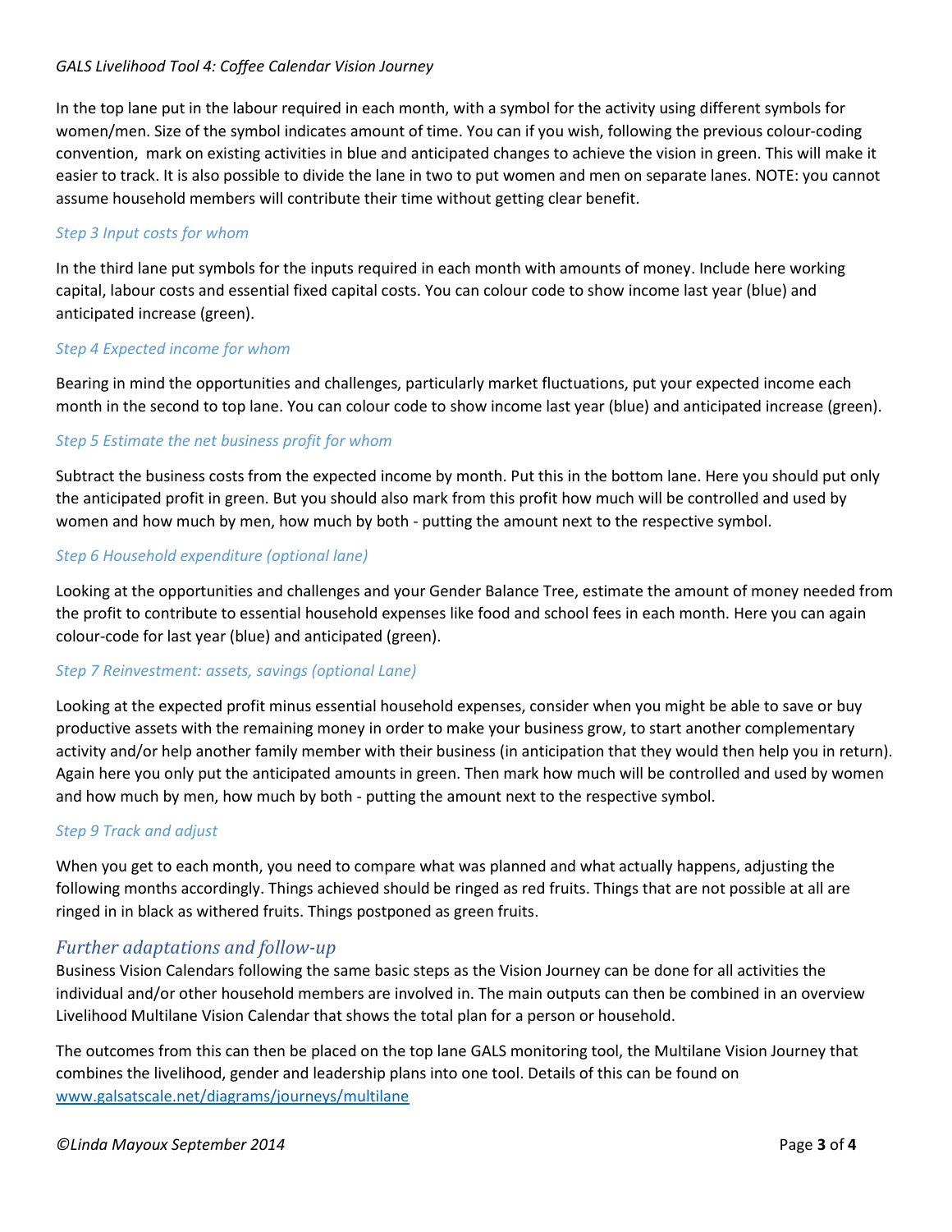In the top lane put in the labour required in each month, with a symbol for the activity using different symbols for women/men. Size of the symbol indicates amount of time. You can if you wish, following the previous colour-coding convention, mark on existing activities in blue and anticipated changes to achieve the vision in green. This will make it easier to track. It is also possible to divide the lane in two to put women and men on separate lanes. NOTE: you cannot assume household members will contribute their time without getting clear benefit.

### *Step 3 Input costs for whom*

In the third lane put symbols for the inputs required in each month with amounts of money. Include here working capital, labour costs and essential fixed capital costs. You can colour code to show income last year (blue) and anticipated increase (green).

### *Step 4 Expected income for whom*

Bearing in mind the opportunities and challenges, particularly market fluctuations, put your expected income each month in the second to top lane. You can colour code to show income last year (blue) and anticipated increase (green).

### *Step 5 Estimate the net business profit for whom*

Subtract the business costs from the expected income by month. Put this in the bottom lane. Here you should put only the anticipated profit in green. But you should also mark from this profit how much will be controlled and used by women and how much by men, how much by both - putting the amount next to the respective symbol.

### *Step 6 Household expenditure (optional lane)*

Looking at the opportunities and challenges and your Gender Balance Tree, estimate the amount of money needed from the profit to contribute to essential household expenses like food and school fees in each month. Here you can again colour-code for last year (blue) and anticipated (green).

### *Step 7 Reinvestment: assets, savings (optional Lane)*

Looking at the expected profit minus essential household expenses, consider when you might be able to save or buy productive assets with the remaining money in order to make your business grow, to start another complementary activity and/or help another family member with their business (in anticipation that they would then help you in return). Again here you only put the anticipated amounts in green. Then mark how much will be controlled and used by women and how much by men, how much by both - putting the amount next to the respective symbol.

### *Step 9 Track and adjust*

When you get to each month, you need to compare what was planned and what actually happens, adjusting the following months accordingly. Things achieved should be ringed as red fruits. Things that are not possible at all are ringed in in black as withered fruits. Things postponed as green fruits.

## *Further adaptations and follow-up*

Business Vision Calendars following the same basic steps as the Vision Journey can be done for all activities the individual and/or other household members are involved in. The main outputs can then be combined in an overview Livelihood Multilane Vision Calendar that shows the total plan for a person or household.

The outcomes from this can then be placed on the top lane GALS monitoring tool, the Multilane Vision Journey that combines the livelihood, gender and leadership plans into one tool. Details of this can be found on [www.galsatscale.net/diagrams/journeys/multilane](www.galsatscale.net/diagrams/journeys/multilane)

*©Linda Mayoux September 2014*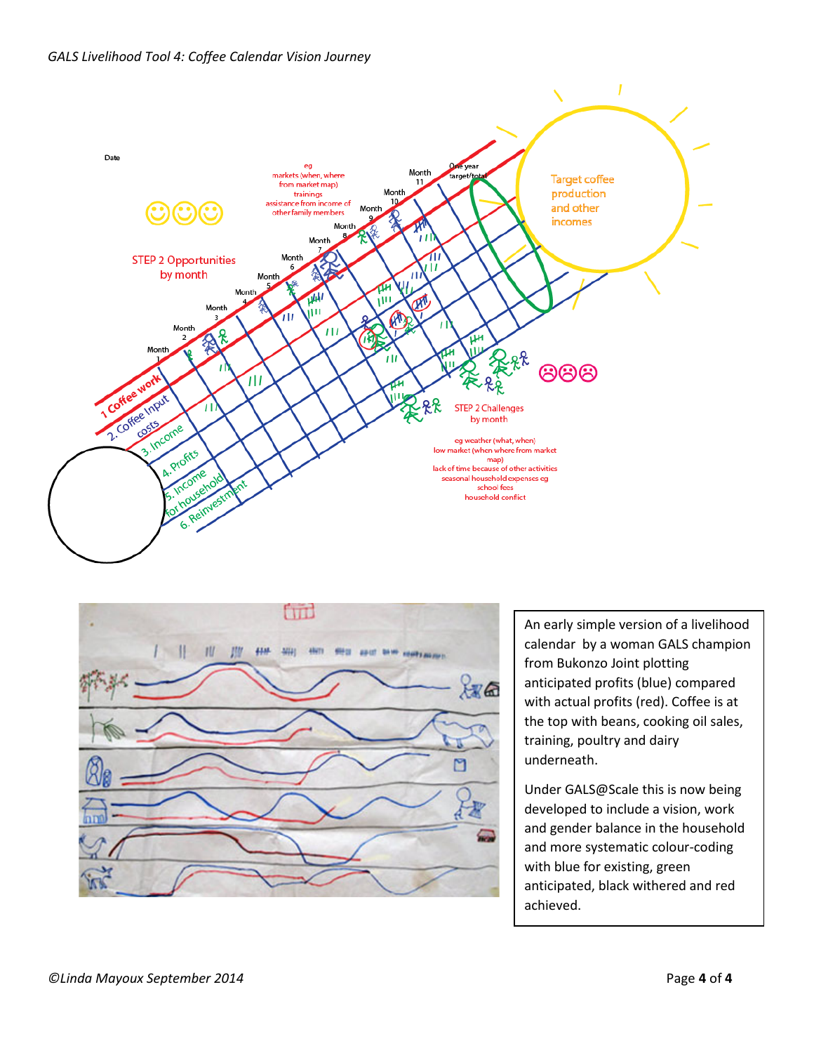*GALS Livelihood Tool 4: Coffee Calendar Vision Journey*

Date

eg
markets (when, where from market map)
trainings
assistance from income of other family members

STEP 2 Opportunities by month

Month 1
Month 2
Month 3
Month 4
Month 5
Month 6
Month 7
Month 8
Month 9
Month 10
Month 11
One year target/total

Target coffee production and other incomes

1 Coffee work
2. Coffee Input costs
3. Income
4. Profits
5. Income for household
6. Reinvestment

STEP 2 Challenges by month

eg weather (what, when)
low market (when where from market map)
lack of time because of other activities
seasonal household expenses eg school fees
household conflict

An early simple version of a livelihood calendar by a woman GALS champion from Bukonzo Joint plotting anticipated profits (blue) compared with actual profits (red). Coffee is at the top with beans, cooking oil sales, training, poultry and dairy underneath.

Under GALS@Scale this is now being developed to include a vision, work and gender balance in the household and more systematic colour-coding with blue for existing, green anticipated, black withered and red achieved.

©Linda Mayoux September 2014